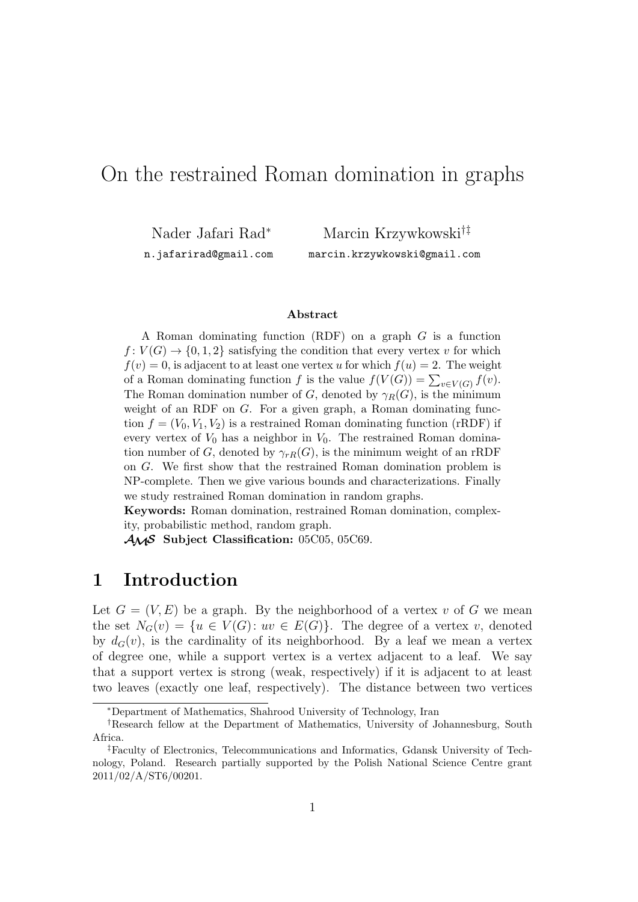# On the restrained Roman domination in graphs

Nader Jafari Rad[*] — n.jafarirad@gmail.com

Marcin Krzywkowski[†‡] — marcin.krzywkowski@gmail.com

**Abstract**

A Roman dominating function (RDF) on a graph $G$ is a function $f\colon V(G) \to \{0,1,2\}$ satisfying the condition that every vertex $v$ for which $f(v)=0$, is adjacent to at least one vertex $u$ for which $f(u)=2$. The weight of a Roman dominating function $f$ is the value $f(V(G)) = \sum_{v \in V(G)} f(v)$. The Roman domination number of $G$, denoted by $\gamma_R(G)$, is the minimum weight of an RDF on $G$. For a given graph, a Roman dominating function $f=(V_0,V_1,V_2)$ is a restrained Roman dominating function (rRDF) if every vertex of $V_0$ has a neighbor in $V_0$. The restrained Roman domination number of $G$, denoted by $\gamma_{rR}(G)$, is the minimum weight of an rRDF on $G$. We first show that the restrained Roman domination problem is NP-complete. Then we give various bounds and characterizations. Finally we study restrained Roman domination in random graphs.

**Keywords:** Roman domination, restrained Roman domination, complexity, probabilistic method, random graph.

**AMS Subject Classification:** 05C05, 05C69.

## 1 Introduction

Let $G=(V,E)$ be a graph. By the neighborhood of a vertex $v$ of $G$ we mean the set $N_G(v) = \{u \in V(G)\colon uv \in E(G)\}$. The degree of a vertex $v$, denoted by $d_G(v)$, is the cardinality of its neighborhood. By a leaf we mean a vertex of degree one, while a support vertex is a vertex adjacent to a leaf. We say that a support vertex is strong (weak, respectively) if it is adjacent to at least two leaves (exactly one leaf, respectively). The distance between two vertices

---

[*] Department of Mathematics, Shahrood University of Technology, Iran

[†] Research fellow at the Department of Mathematics, University of Johannesburg, South Africa.

[‡] Faculty of Electronics, Telecommunications and Informatics, Gdansk University of Technology, Poland. Research partially supported by the Polish National Science Centre grant 2011/02/A/ST6/00201.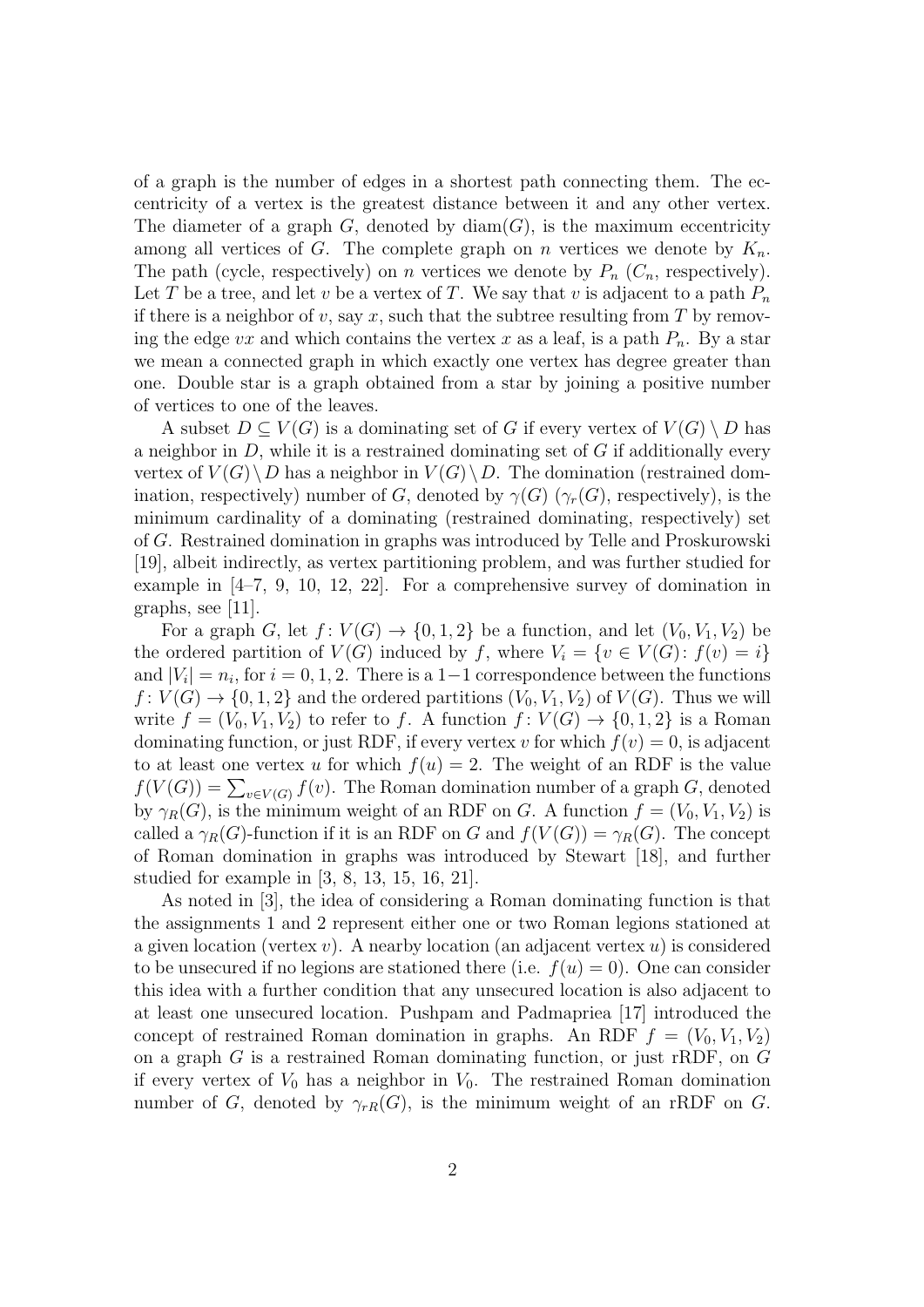of a graph is the number of edges in a shortest path connecting them. The eccentricity of a vertex is the greatest distance between it and any other vertex. The diameter of a graph $G$, denoted by $\mathrm{diam}(G)$, is the maximum eccentricity among all vertices of $G$. The complete graph on $n$ vertices we denote by $K_n$. The path (cycle, respectively) on $n$ vertices we denote by $P_n$ ($C_n$, respectively). Let $T$ be a tree, and let $v$ be a vertex of $T$. We say that $v$ is adjacent to a path $P_n$ if there is a neighbor of $v$, say $x$, such that the subtree resulting from $T$ by removing the edge $vx$ and which contains the vertex $x$ as a leaf, is a path $P_n$. By a star we mean a connected graph in which exactly one vertex has degree greater than one. Double star is a graph obtained from a star by joining a positive number of vertices to one of the leaves.

A subset $D \subseteq V(G)$ is a dominating set of $G$ if every vertex of $V(G) \setminus D$ has a neighbor in $D$, while it is a restrained dominating set of $G$ if additionally every vertex of $V(G) \setminus D$ has a neighbor in $V(G) \setminus D$. The domination (restrained domination, respectively) number of $G$, denoted by $\gamma(G)$ ($\gamma_r(G)$, respectively), is the minimum cardinality of a dominating (restrained dominating, respectively) set of $G$. Restrained domination in graphs was introduced by Telle and Proskurowski [19], albeit indirectly, as vertex partitioning problem, and was further studied for example in [4–7, 9, 10, 12, 22]. For a comprehensive survey of domination in graphs, see [11].

For a graph $G$, let $f: V(G) \to \{0, 1, 2\}$ be a function, and let $(V_0, V_1, V_2)$ be the ordered partition of $V(G)$ induced by $f$, where $V_i = \{v \in V(G) : f(v) = i\}$ and $|V_i| = n_i$, for $i = 0, 1, 2$. There is a $1-1$ correspondence between the functions $f: V(G) \to \{0, 1, 2\}$ and the ordered partitions $(V_0, V_1, V_2)$ of $V(G)$. Thus we will write $f = (V_0, V_1, V_2)$ to refer to $f$. A function $f: V(G) \to \{0, 1, 2\}$ is a Roman dominating function, or just RDF, if every vertex $v$ for which $f(v) = 0$, is adjacent to at least one vertex $u$ for which $f(u) = 2$. The weight of an RDF is the value $f(V(G)) = \sum_{v \in V(G)} f(v)$. The Roman domination number of a graph $G$, denoted by $\gamma_R(G)$, is the minimum weight of an RDF on $G$. A function $f = (V_0, V_1, V_2)$ is called a $\gamma_R(G)$-function if it is an RDF on $G$ and $f(V(G)) = \gamma_R(G)$. The concept of Roman domination in graphs was introduced by Stewart [18], and further studied for example in [3, 8, 13, 15, 16, 21].

As noted in [3], the idea of considering a Roman dominating function is that the assignments 1 and 2 represent either one or two Roman legions stationed at a given location (vertex $v$). A nearby location (an adjacent vertex $u$) is considered to be unsecured if no legions are stationed there (i.e. $f(u) = 0$). One can consider this idea with a further condition that any unsecured location is also adjacent to at least one unsecured location. Pushpam and Padmapriea [17] introduced the concept of restrained Roman domination in graphs. An RDF $f = (V_0, V_1, V_2)$ on a graph $G$ is a restrained Roman dominating function, or just rRDF, on $G$ if every vertex of $V_0$ has a neighbor in $V_0$. The restrained Roman domination number of $G$, denoted by $\gamma_{rR}(G)$, is the minimum weight of an rRDF on $G$.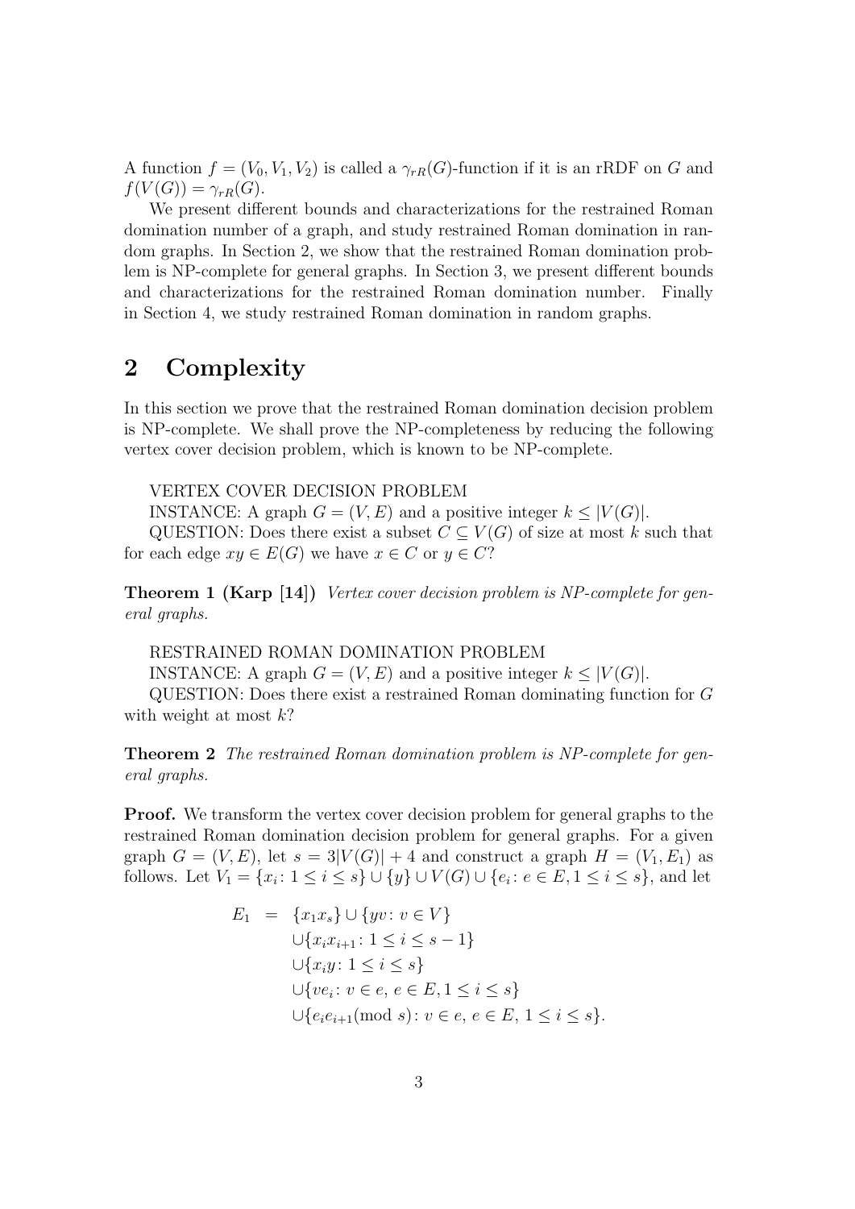A function $f = (V_0, V_1, V_2)$ is called a $\gamma_{rR}(G)$-function if it is an rRDF on $G$ and $f(V(G)) = \gamma_{rR}(G)$.

We present different bounds and characterizations for the restrained Roman domination number of a graph, and study restrained Roman domination in random graphs. In Section 2, we show that the restrained Roman domination problem is NP-complete for general graphs. In Section 3, we present different bounds and characterizations for the restrained Roman domination number. Finally in Section 4, we study restrained Roman domination in random graphs.

## 2 Complexity

In this section we prove that the restrained Roman domination decision problem is NP-complete. We shall prove the NP-completeness by reducing the following vertex cover decision problem, which is known to be NP-complete.

VERTEX COVER DECISION PROBLEM

INSTANCE: A graph $G = (V, E)$ and a positive integer $k \leq |V(G)|$.

QUESTION: Does there exist a subset $C \subseteq V(G)$ of size at most $k$ such that for each edge $xy \in E(G)$ we have $x \in C$ or $y \in C$?

**Theorem 1 (Karp [14])** *Vertex cover decision problem is NP-complete for general graphs.*

RESTRAINED ROMAN DOMINATION PROBLEM

INSTANCE: A graph $G = (V, E)$ and a positive integer $k \leq |V(G)|$.

QUESTION: Does there exist a restrained Roman dominating function for $G$ with weight at most $k$?

**Theorem 2** *The restrained Roman domination problem is NP-complete for general graphs.*

**Proof.** We transform the vertex cover decision problem for general graphs to the restrained Roman domination decision problem for general graphs. For a given graph $G = (V, E)$, let $s = 3|V(G)| + 4$ and construct a graph $H = (V_1, E_1)$ as follows. Let $V_1 = \{x_i : 1 \leq i \leq s\} \cup \{y\} \cup V(G) \cup \{e_i : e \in E, 1 \leq i \leq s\}$, and let

$$
\begin{aligned}
E_1 \;=\; & \{x_1 x_s\} \cup \{yv : v \in V\} \\
& \cup \{x_i x_{i+1} : 1 \leq i \leq s-1\} \\
& \cup \{x_i y : 1 \leq i \leq s\} \\
& \cup \{v e_i : v \in e,\, e \in E, 1 \leq i \leq s\} \\
& \cup \{e_i e_{i+1} (\text{mod } s) : v \in e,\, e \in E,\, 1 \leq i \leq s\}.
\end{aligned}
$$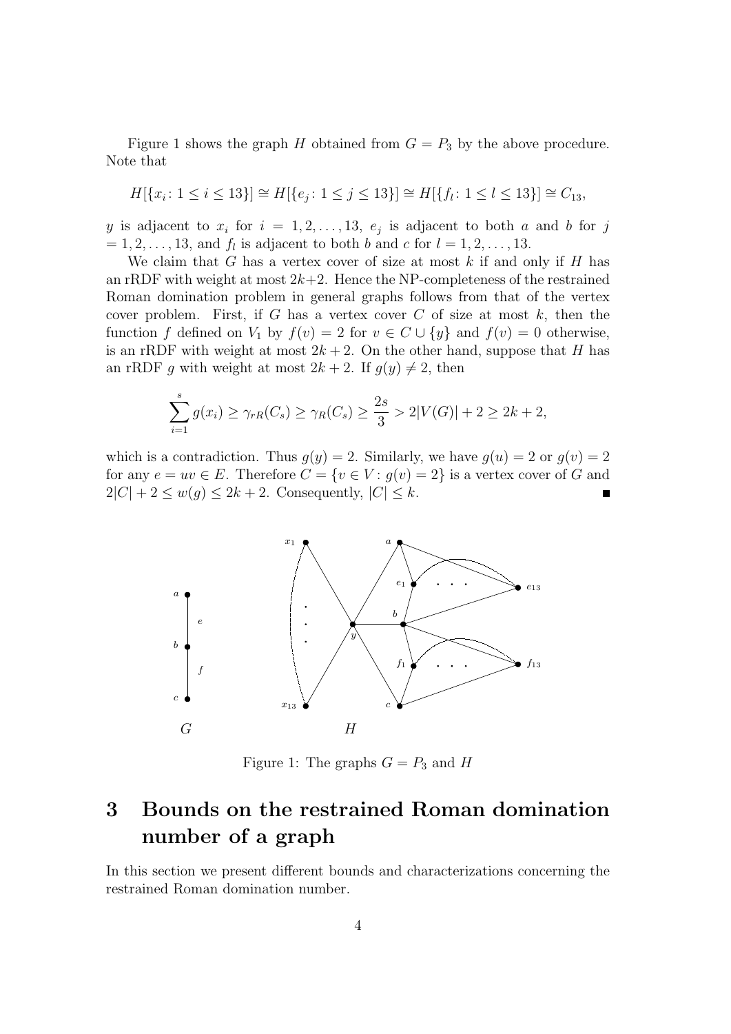Figure 1 shows the graph $H$ obtained from $G = P_3$ by the above procedure. Note that

$$H[\{x_i \colon 1 \leq i \leq 13\}] \cong H[\{e_j \colon 1 \leq j \leq 13\}] \cong H[\{f_l \colon 1 \leq l \leq 13\}] \cong C_{13},$$

$y$ is adjacent to $x_i$ for $i = 1, 2, \ldots, 13$, $e_j$ is adjacent to both $a$ and $b$ for $j = 1, 2, \ldots, 13$, and $f_l$ is adjacent to both $b$ and $c$ for $l = 1, 2, \ldots, 13$.

We claim that $G$ has a vertex cover of size at most $k$ if and only if $H$ has an rRDF with weight at most $2k+2$. Hence the NP-completeness of the restrained Roman domination problem in general graphs follows from that of the vertex cover problem. First, if $G$ has a vertex cover $C$ of size at most $k$, then the function $f$ defined on $V_1$ by $f(v) = 2$ for $v \in C \cup \{y\}$ and $f(v) = 0$ otherwise, is an rRDF with weight at most $2k+2$. On the other hand, suppose that $H$ has an rRDF $g$ with weight at most $2k+2$. If $g(y) \neq 2$, then

$$\sum_{i=1}^{s} g(x_i) \geq \gamma_{rR}(C_s) \geq \gamma_R(C_s) \geq \frac{2s}{3} > 2|V(G)| + 2 \geq 2k+2,$$

which is a contradiction. Thus $g(y) = 2$. Similarly, we have $g(u) = 2$ or $g(v) = 2$ for any $e = uv \in E$. Therefore $C = \{v \in V \colon g(v) = 2\}$ is a vertex cover of $G$ and $2|C| + 2 \leq w(g) \leq 2k+2$. Consequently, $|C| \leq k$. ∎

Figure 1: The graphs $G = P_3$ and $H$

## 3 Bounds on the restrained Roman domination number of a graph

In this section we present different bounds and characterizations concerning the restrained Roman domination number.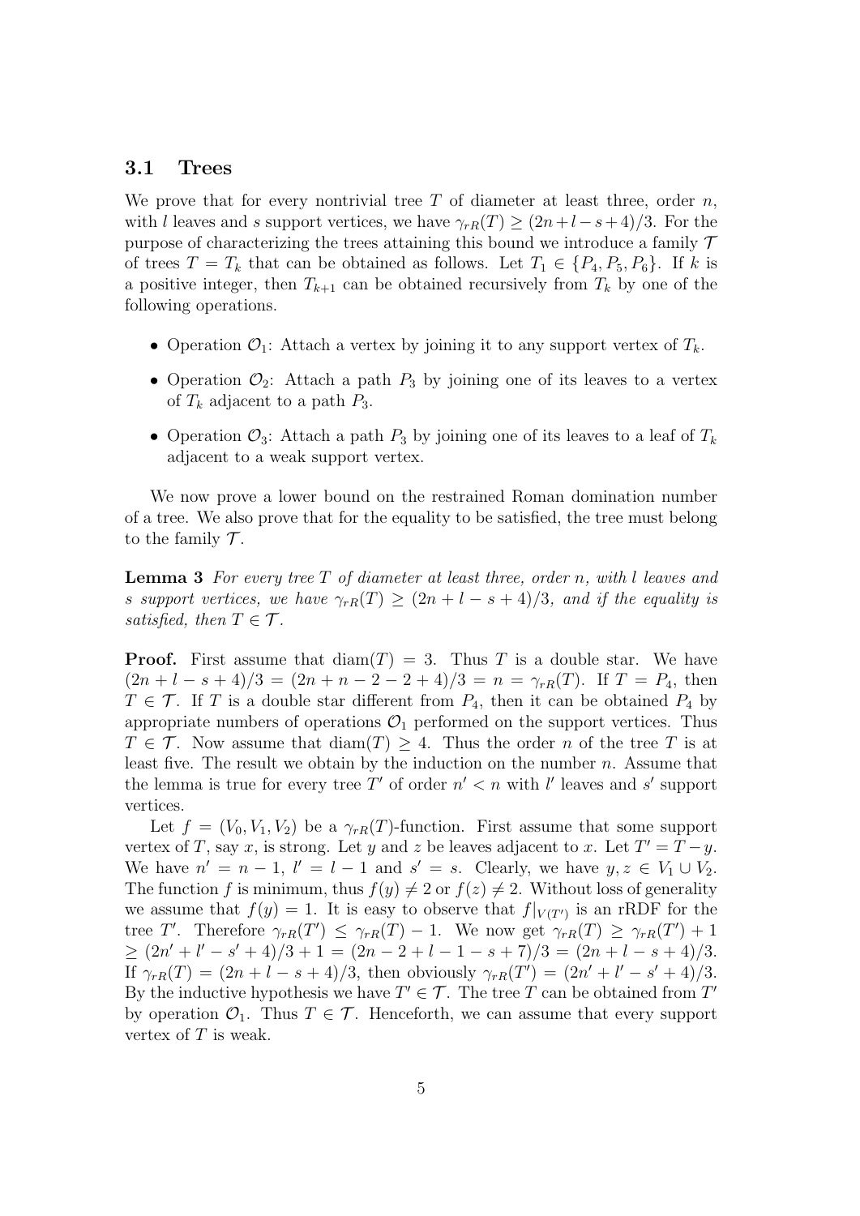### 3.1 Trees

We prove that for every nontrivial tree $T$ of diameter at least three, order $n$, with $l$ leaves and $s$ support vertices, we have $\gamma_{rR}(T) \geq (2n+l-s+4)/3$. For the purpose of characterizing the trees attaining this bound we introduce a family $\mathcal{T}$ of trees $T = T_k$ that can be obtained as follows. Let $T_1 \in \{P_4, P_5, P_6\}$. If $k$ is a positive integer, then $T_{k+1}$ can be obtained recursively from $T_k$ by one of the following operations.

- Operation $\mathcal{O}_1$: Attach a vertex by joining it to any support vertex of $T_k$.
- Operation $\mathcal{O}_2$: Attach a path $P_3$ by joining one of its leaves to a vertex of $T_k$ adjacent to a path $P_3$.
- Operation $\mathcal{O}_3$: Attach a path $P_3$ by joining one of its leaves to a leaf of $T_k$ adjacent to a weak support vertex.

We now prove a lower bound on the restrained Roman domination number of a tree. We also prove that for the equality to be satisfied, the tree must belong to the family $\mathcal{T}$.

**Lemma 3** *For every tree $T$ of diameter at least three, order $n$, with $l$ leaves and $s$ support vertices, we have $\gamma_{rR}(T) \geq (2n+l-s+4)/3$, and if the equality is satisfied, then $T \in \mathcal{T}$.*

**Proof.** First assume that $\mathrm{diam}(T) = 3$. Thus $T$ is a double star. We have $(2n+l-s+4)/3 = (2n+n-2-2+4)/3 = n = \gamma_{rR}(T)$. If $T = P_4$, then $T \in \mathcal{T}$. If $T$ is a double star different from $P_4$, then it can be obtained $P_4$ by appropriate numbers of operations $\mathcal{O}_1$ performed on the support vertices. Thus $T \in \mathcal{T}$. Now assume that $\mathrm{diam}(T) \geq 4$. Thus the order $n$ of the tree $T$ is at least five. The result we obtain by the induction on the number $n$. Assume that the lemma is true for every tree $T'$ of order $n' < n$ with $l'$ leaves and $s'$ support vertices.

Let $f = (V_0, V_1, V_2)$ be a $\gamma_{rR}(T)$-function. First assume that some support vertex of $T$, say $x$, is strong. Let $y$ and $z$ be leaves adjacent to $x$. Let $T' = T - y$. We have $n' = n-1$, $l' = l-1$ and $s' = s$. Clearly, we have $y, z \in V_1 \cup V_2$. The function $f$ is minimum, thus $f(y) \neq 2$ or $f(z) \neq 2$. Without loss of generality we assume that $f(y) = 1$. It is easy to observe that $f|_{V(T')}$ is an rRDF for the tree $T'$. Therefore $\gamma_{rR}(T') \leq \gamma_{rR}(T) - 1$. We now get $\gamma_{rR}(T) \geq \gamma_{rR}(T') + 1$ $\geq (2n'+l'-s'+4)/3 + 1 = (2n-2+l-1-s+7)/3 = (2n+l-s+4)/3$. If $\gamma_{rR}(T) = (2n+l-s+4)/3$, then obviously $\gamma_{rR}(T') = (2n'+l'-s'+4)/3$. By the inductive hypothesis we have $T' \in \mathcal{T}$. The tree $T$ can be obtained from $T'$ by operation $\mathcal{O}_1$. Thus $T \in \mathcal{T}$. Henceforth, we can assume that every support vertex of $T$ is weak.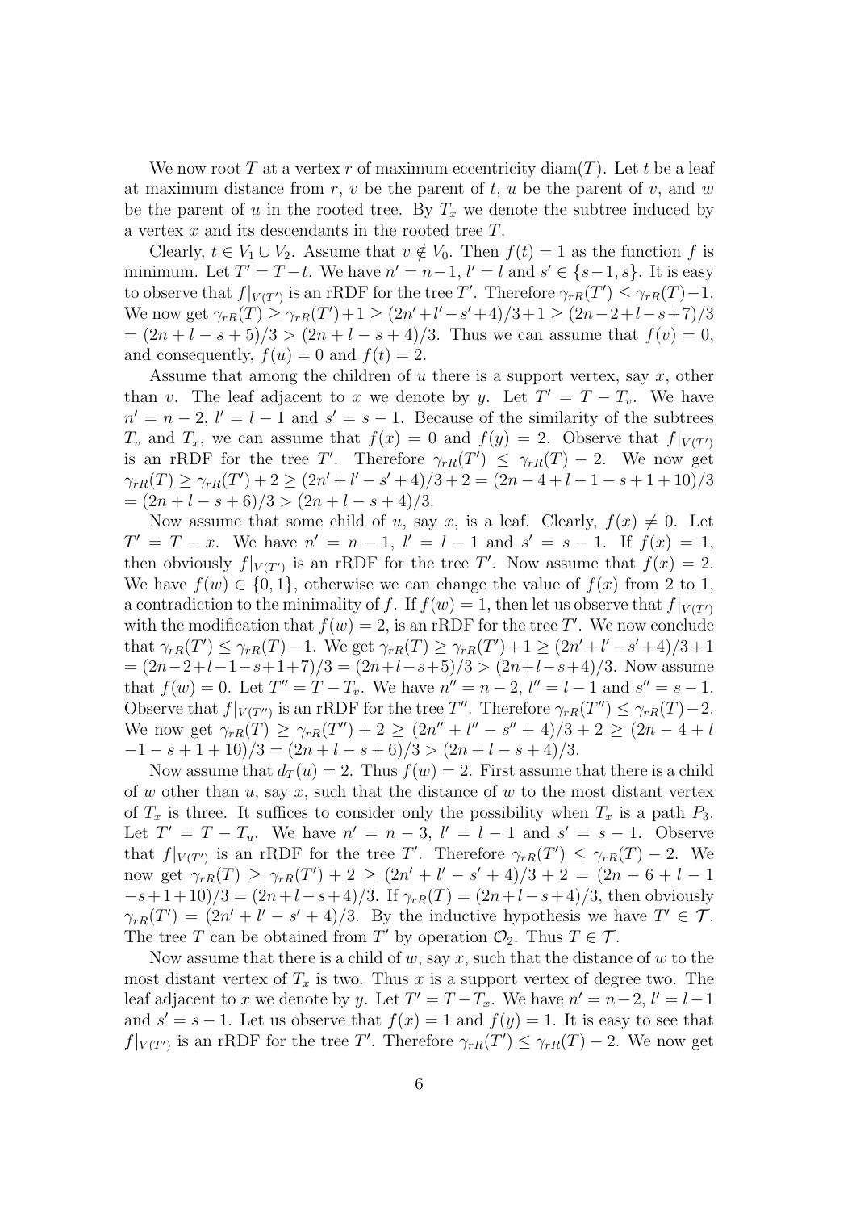We now root $T$ at a vertex $r$ of maximum eccentricity $\mathrm{diam}(T)$. Let $t$ be a leaf at maximum distance from $r$, $v$ be the parent of $t$, $u$ be the parent of $v$, and $w$ be the parent of $u$ in the rooted tree. By $T_x$ we denote the subtree induced by a vertex $x$ and its descendants in the rooted tree $T$.

Clearly, $t \in V_1 \cup V_2$. Assume that $v \notin V_0$. Then $f(t) = 1$ as the function $f$ is minimum. Let $T' = T - t$. We have $n' = n-1$, $l' = l$ and $s' \in \{s-1, s\}$. It is easy to observe that $f|_{V(T')}$ is an rRDF for the tree $T'$. Therefore $\gamma_{rR}(T') \le \gamma_{rR}(T) - 1$. We now get $\gamma_{rR}(T) \ge \gamma_{rR}(T') + 1 \ge (2n' + l' - s' + 4)/3 + 1 \ge (2n - 2 + l - s + 7)/3 = (2n + l - s + 5)/3 > (2n + l - s + 4)/3$. Thus we can assume that $f(v) = 0$, and consequently, $f(u) = 0$ and $f(t) = 2$.

Assume that among the children of $u$ there is a support vertex, say $x$, other than $v$. The leaf adjacent to $x$ we denote by $y$. Let $T' = T - T_v$. We have $n' = n - 2$, $l' = l - 1$ and $s' = s - 1$. Because of the similarity of the subtrees $T_v$ and $T_x$, we can assume that $f(x) = 0$ and $f(y) = 2$. Observe that $f|_{V(T')}$ is an rRDF for the tree $T'$. Therefore $\gamma_{rR}(T') \le \gamma_{rR}(T) - 2$. We now get $\gamma_{rR}(T) \ge \gamma_{rR}(T') + 2 \ge (2n' + l' - s' + 4)/3 + 2 = (2n - 4 + l - 1 - s + 1 + 10)/3 = (2n + l - s + 6)/3 > (2n + l - s + 4)/3$.

Now assume that some child of $u$, say $x$, is a leaf. Clearly, $f(x) \neq 0$. Let $T' = T - x$. We have $n' = n - 1$, $l' = l - 1$ and $s' = s - 1$. If $f(x) = 1$, then obviously $f|_{V(T')}$ is an rRDF for the tree $T'$. Now assume that $f(x) = 2$. We have $f(w) \in \{0, 1\}$, otherwise we can change the value of $f(x)$ from 2 to 1, a contradiction to the minimality of $f$. If $f(w) = 1$, then let us observe that $f|_{V(T')}$ with the modification that $f(w) = 2$, is an rRDF for the tree $T'$. We now conclude that $\gamma_{rR}(T') \le \gamma_{rR}(T) - 1$. We get $\gamma_{rR}(T) \ge \gamma_{rR}(T') + 1 \ge (2n' + l' - s' + 4)/3 + 1 = (2n - 2 + l - 1 - s + 1 + 7)/3 = (2n + l - s + 5)/3 > (2n + l - s + 4)/3$. Now assume that $f(w) = 0$. Let $T'' = T - T_v$. We have $n'' = n - 2$, $l'' = l - 1$ and $s'' = s - 1$. Observe that $f|_{V(T'')}$ is an rRDF for the tree $T''$. Therefore $\gamma_{rR}(T'') \le \gamma_{rR}(T) - 2$. We now get $\gamma_{rR}(T) \ge \gamma_{rR}(T'') + 2 \ge (2n'' + l'' - s'' + 4)/3 + 2 \ge (2n - 4 + l - 1 - s + 1 + 10)/3 = (2n + l - s + 6)/3 > (2n + l - s + 4)/3$.

Now assume that $d_T(u) = 2$. Thus $f(w) = 2$. First assume that there is a child of $w$ other than $u$, say $x$, such that the distance of $w$ to the most distant vertex of $T_x$ is three. It suffices to consider only the possibility when $T_x$ is a path $P_3$. Let $T' = T - T_u$. We have $n' = n - 3$, $l' = l - 1$ and $s' = s - 1$. Observe that $f|_{V(T')}$ is an rRDF for the tree $T'$. Therefore $\gamma_{rR}(T') \le \gamma_{rR}(T) - 2$. We now get $\gamma_{rR}(T) \ge \gamma_{rR}(T') + 2 \ge (2n' + l' - s' + 4)/3 + 2 = (2n - 6 + l - 1 - s + 1 + 10)/3 = (2n + l - s + 4)/3$. If $\gamma_{rR}(T) = (2n + l - s + 4)/3$, then obviously $\gamma_{rR}(T') = (2n' + l' - s' + 4)/3$. By the inductive hypothesis we have $T' \in \mathcal{T}$. The tree $T$ can be obtained from $T'$ by operation $\mathcal{O}_2$. Thus $T \in \mathcal{T}$.

Now assume that there is a child of $w$, say $x$, such that the distance of $w$ to the most distant vertex of $T_x$ is two. Thus $x$ is a support vertex of degree two. The leaf adjacent to $x$ we denote by $y$. Let $T' = T - T_x$. We have $n' = n - 2$, $l' = l - 1$ and $s' = s - 1$. Let us observe that $f(x) = 1$ and $f(y) = 1$. It is easy to see that $f|_{V(T')}$ is an rRDF for the tree $T'$. Therefore $\gamma_{rR}(T') \le \gamma_{rR}(T) - 2$. We now get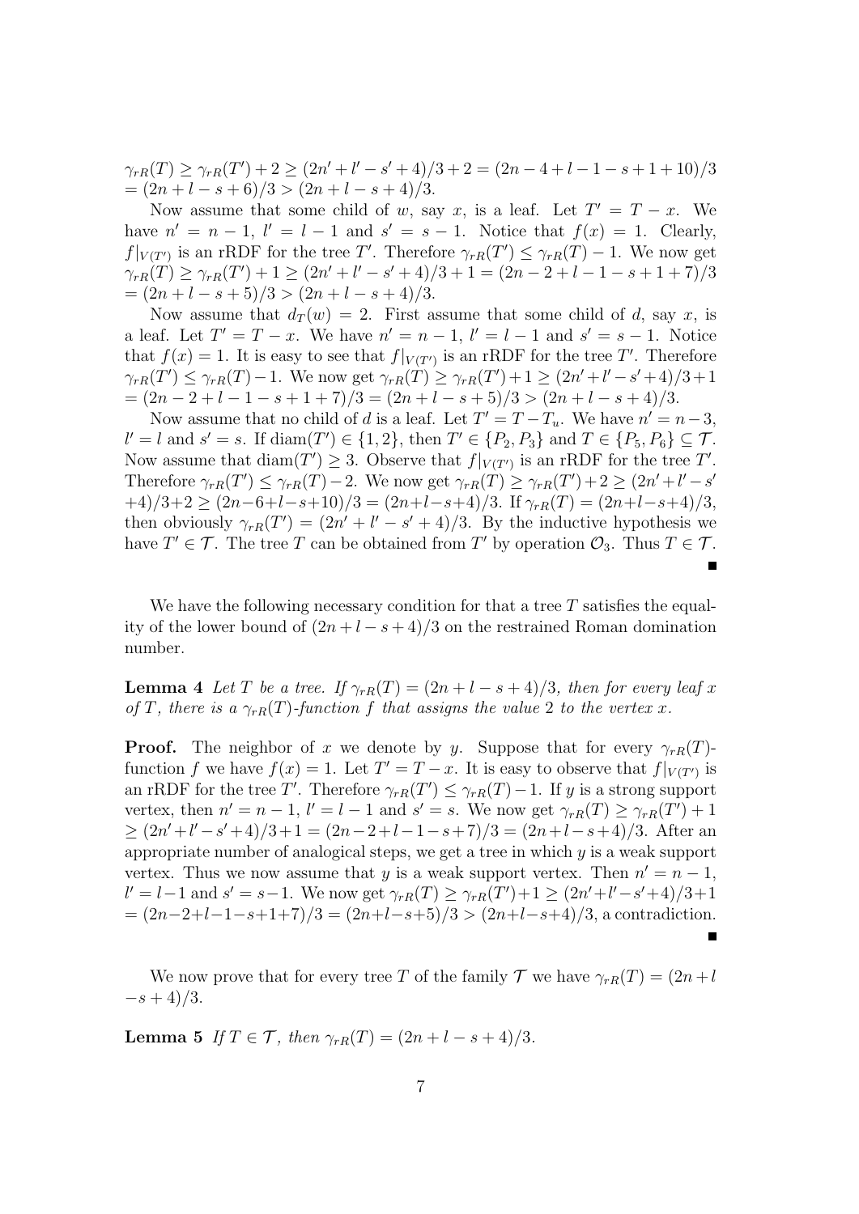$\gamma_{rR}(T) \geq \gamma_{rR}(T') + 2 \geq (2n' + l' - s' + 4)/3 + 2 = (2n - 4 + l - 1 - s + 1 + 10)/3 = (2n + l - s + 6)/3 > (2n + l - s + 4)/3$.

Now assume that some child of $w$, say $x$, is a leaf. Let $T' = T - x$. We have $n' = n - 1$, $l' = l - 1$ and $s' = s - 1$. Notice that $f(x) = 1$. Clearly, $f|_{V(T')}$ is an rRDF for the tree $T'$. Therefore $\gamma_{rR}(T') \leq \gamma_{rR}(T) - 1$. We now get $\gamma_{rR}(T) \geq \gamma_{rR}(T') + 1 \geq (2n' + l' - s' + 4)/3 + 1 = (2n - 2 + l - 1 - s + 1 + 7)/3 = (2n + l - s + 5)/3 > (2n + l - s + 4)/3$.

Now assume that $d_T(w) = 2$. First assume that some child of $d$, say $x$, is a leaf. Let $T' = T - x$. We have $n' = n - 1$, $l' = l - 1$ and $s' = s - 1$. Notice that $f(x) = 1$. It is easy to see that $f|_{V(T')}$ is an rRDF for the tree $T'$. Therefore $\gamma_{rR}(T') \leq \gamma_{rR}(T) - 1$. We now get $\gamma_{rR}(T) \geq \gamma_{rR}(T') + 1 \geq (2n' + l' - s' + 4)/3 + 1 = (2n - 2 + l - 1 - s + 1 + 7)/3 = (2n + l - s + 5)/3 > (2n + l - s + 4)/3$.

Now assume that no child of $d$ is a leaf. Let $T' = T - T_u$. We have $n' = n - 3$, $l' = l$ and $s' = s$. If $\text{diam}(T') \in \{1, 2\}$, then $T' \in \{P_2, P_3\}$ and $T \in \{P_5, P_6\} \subseteq \mathcal{T}$. Now assume that $\text{diam}(T') \geq 3$. Observe that $f|_{V(T')}$ is an rRDF for the tree $T'$. Therefore $\gamma_{rR}(T') \leq \gamma_{rR}(T) - 2$. We now get $\gamma_{rR}(T) \geq \gamma_{rR}(T') + 2 \geq (2n' + l' - s' + 4)/3 + 2 \geq (2n - 6 + l - s + 10)/3 = (2n + l - s + 4)/3$. If $\gamma_{rR}(T) = (2n + l - s + 4)/3$, then obviously $\gamma_{rR}(T') = (2n' + l' - s' + 4)/3$. By the inductive hypothesis we have $T' \in \mathcal{T}$. The tree $T$ can be obtained from $T'$ by operation $\mathcal{O}_3$. Thus $T \in \mathcal{T}$. ■

We have the following necessary condition for that a tree $T$ satisfies the equality of the lower bound of $(2n + l - s + 4)/3$ on the restrained Roman domination number.

**Lemma 4** *Let $T$ be a tree. If $\gamma_{rR}(T) = (2n + l - s + 4)/3$, then for every leaf $x$ of $T$, there is a $\gamma_{rR}(T)$-function $f$ that assigns the value 2 to the vertex $x$.*

**Proof.** The neighbor of $x$ we denote by $y$. Suppose that for every $\gamma_{rR}(T)$-function $f$ we have $f(x) = 1$. Let $T' = T - x$. It is easy to observe that $f|_{V(T')}$ is an rRDF for the tree $T'$. Therefore $\gamma_{rR}(T') \leq \gamma_{rR}(T) - 1$. If $y$ is a strong support vertex, then $n' = n - 1$, $l' = l - 1$ and $s' = s$. We now get $\gamma_{rR}(T) \geq \gamma_{rR}(T') + 1 \geq (2n' + l' - s' + 4)/3 + 1 = (2n - 2 + l - 1 - s + 7)/3 = (2n + l - s + 4)/3$. After an appropriate number of analogical steps, we get a tree in which $y$ is a weak support vertex. Thus we now assume that $y$ is a weak support vertex. Then $n' = n - 1$, $l' = l - 1$ and $s' = s - 1$. We now get $\gamma_{rR}(T) \geq \gamma_{rR}(T') + 1 \geq (2n' + l' - s' + 4)/3 + 1 = (2n - 2 + l - 1 - s + 1 + 7)/3 = (2n + l - s + 5)/3 > (2n + l - s + 4)/3$, a contradiction. ■

We now prove that for every tree $T$ of the family $\mathcal{T}$ we have $\gamma_{rR}(T) = (2n + l - s + 4)/3$.

**Lemma 5** *If $T \in \mathcal{T}$, then $\gamma_{rR}(T) = (2n + l - s + 4)/3$.*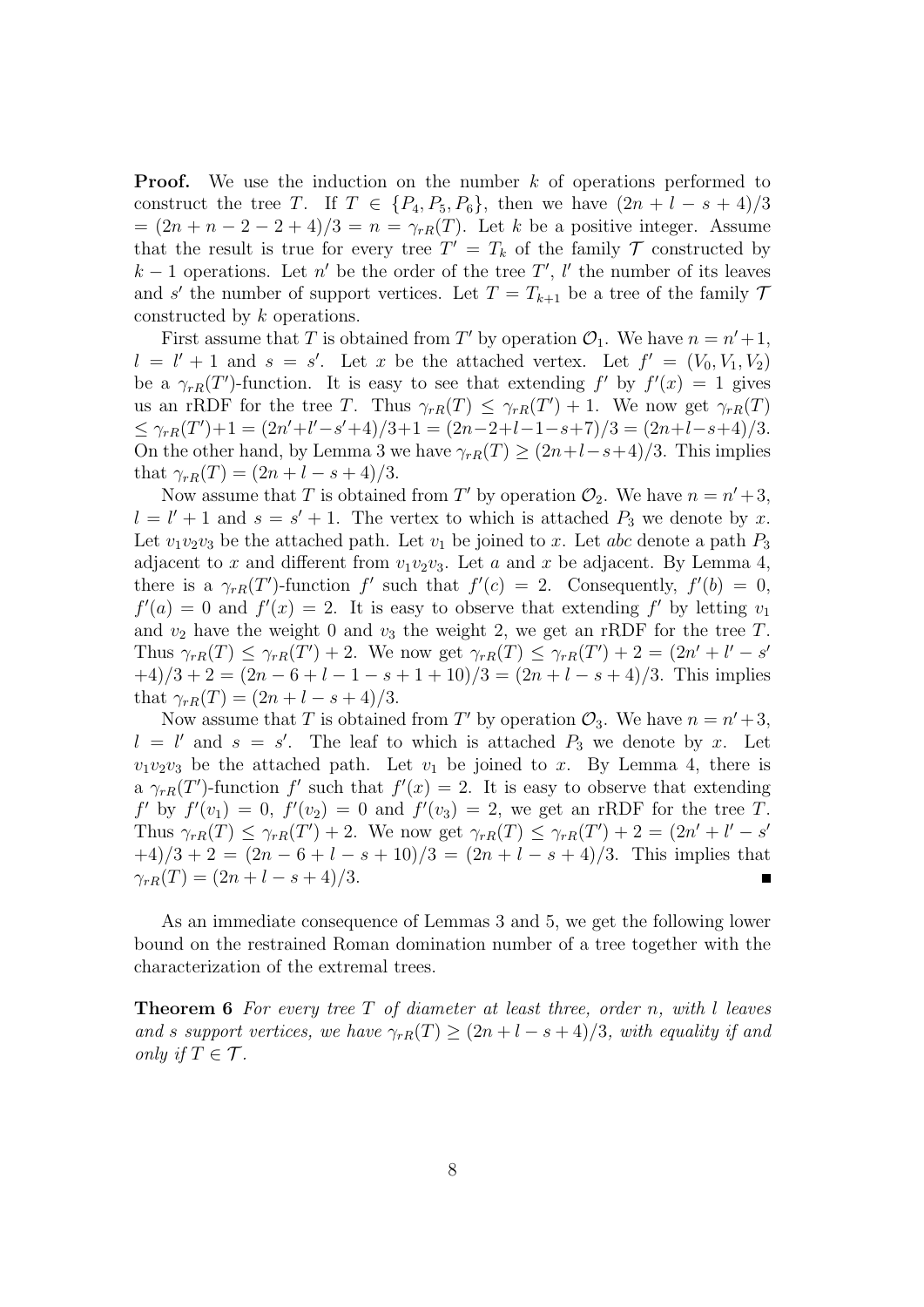**Proof.** We use the induction on the number $k$ of operations performed to construct the tree $T$. If $T \in \{P_4, P_5, P_6\}$, then we have $(2n + l - s + 4)/3 = (2n + n - 2 - 2 + 4)/3 = n = \gamma_{rR}(T)$. Let $k$ be a positive integer. Assume that the result is true for every tree $T' = T_k$ of the family $\mathcal{T}$ constructed by $k - 1$ operations. Let $n'$ be the order of the tree $T'$, $l'$ the number of its leaves and $s'$ the number of support vertices. Let $T = T_{k+1}$ be a tree of the family $\mathcal{T}$ constructed by $k$ operations.

First assume that $T$ is obtained from $T'$ by operation $\mathcal{O}_1$. We have $n = n' + 1$, $l = l' + 1$ and $s = s'$. Let $x$ be the attached vertex. Let $f' = (V_0, V_1, V_2)$ be a $\gamma_{rR}(T')$-function. It is easy to see that extending $f'$ by $f'(x) = 1$ gives us an rRDF for the tree $T$. Thus $\gamma_{rR}(T) \leq \gamma_{rR}(T') + 1$. We now get $\gamma_{rR}(T) \leq \gamma_{rR}(T')+1 = (2n'+l'-s'+4)/3+1 = (2n-2+l-1-s+7)/3 = (2n+l-s+4)/3$. On the other hand, by Lemma 3 we have $\gamma_{rR}(T) \geq (2n+l-s+4)/3$. This implies that $\gamma_{rR}(T) = (2n + l - s + 4)/3$.

Now assume that $T$ is obtained from $T'$ by operation $\mathcal{O}_2$. We have $n = n' + 3$, $l = l' + 1$ and $s = s' + 1$. The vertex to which is attached $P_3$ we denote by $x$. Let $v_1v_2v_3$ be the attached path. Let $v_1$ be joined to $x$. Let $abc$ denote a path $P_3$ adjacent to $x$ and different from $v_1v_2v_3$. Let $a$ and $x$ be adjacent. By Lemma 4, there is a $\gamma_{rR}(T')$-function $f'$ such that $f'(c) = 2$. Consequently, $f'(b) = 0$, $f'(a) = 0$ and $f'(x) = 2$. It is easy to observe that extending $f'$ by letting $v_1$ and $v_2$ have the weight 0 and $v_3$ the weight 2, we get an rRDF for the tree $T$. Thus $\gamma_{rR}(T) \leq \gamma_{rR}(T') + 2$. We now get $\gamma_{rR}(T) \leq \gamma_{rR}(T') + 2 = (2n' + l' - s' + 4)/3 + 2 = (2n - 6 + l - 1 - s + 1 + 10)/3 = (2n + l - s + 4)/3$. This implies that $\gamma_{rR}(T) = (2n + l - s + 4)/3$.

Now assume that $T$ is obtained from $T'$ by operation $\mathcal{O}_3$. We have $n = n' + 3$, $l = l'$ and $s = s'$. The leaf to which is attached $P_3$ we denote by $x$. Let $v_1v_2v_3$ be the attached path. Let $v_1$ be joined to $x$. By Lemma 4, there is a $\gamma_{rR}(T')$-function $f'$ such that $f'(x) = 2$. It is easy to observe that extending $f'$ by $f'(v_1) = 0$, $f'(v_2) = 0$ and $f'(v_3) = 2$, we get an rRDF for the tree $T$. Thus $\gamma_{rR}(T) \leq \gamma_{rR}(T') + 2$. We now get $\gamma_{rR}(T) \leq \gamma_{rR}(T') + 2 = (2n' + l' - s' + 4)/3 + 2 = (2n - 6 + l - s + 10)/3 = (2n + l - s + 4)/3$. This implies that $\gamma_{rR}(T) = (2n + l - s + 4)/3$. ∎

As an immediate consequence of Lemmas 3 and 5, we get the following lower bound on the restrained Roman domination number of a tree together with the characterization of the extremal trees.

**Theorem 6** *For every tree $T$ of diameter at least three, order $n$, with $l$ leaves and $s$ support vertices, we have $\gamma_{rR}(T) \geq (2n + l - s + 4)/3$, with equality if and only if $T \in \mathcal{T}$.*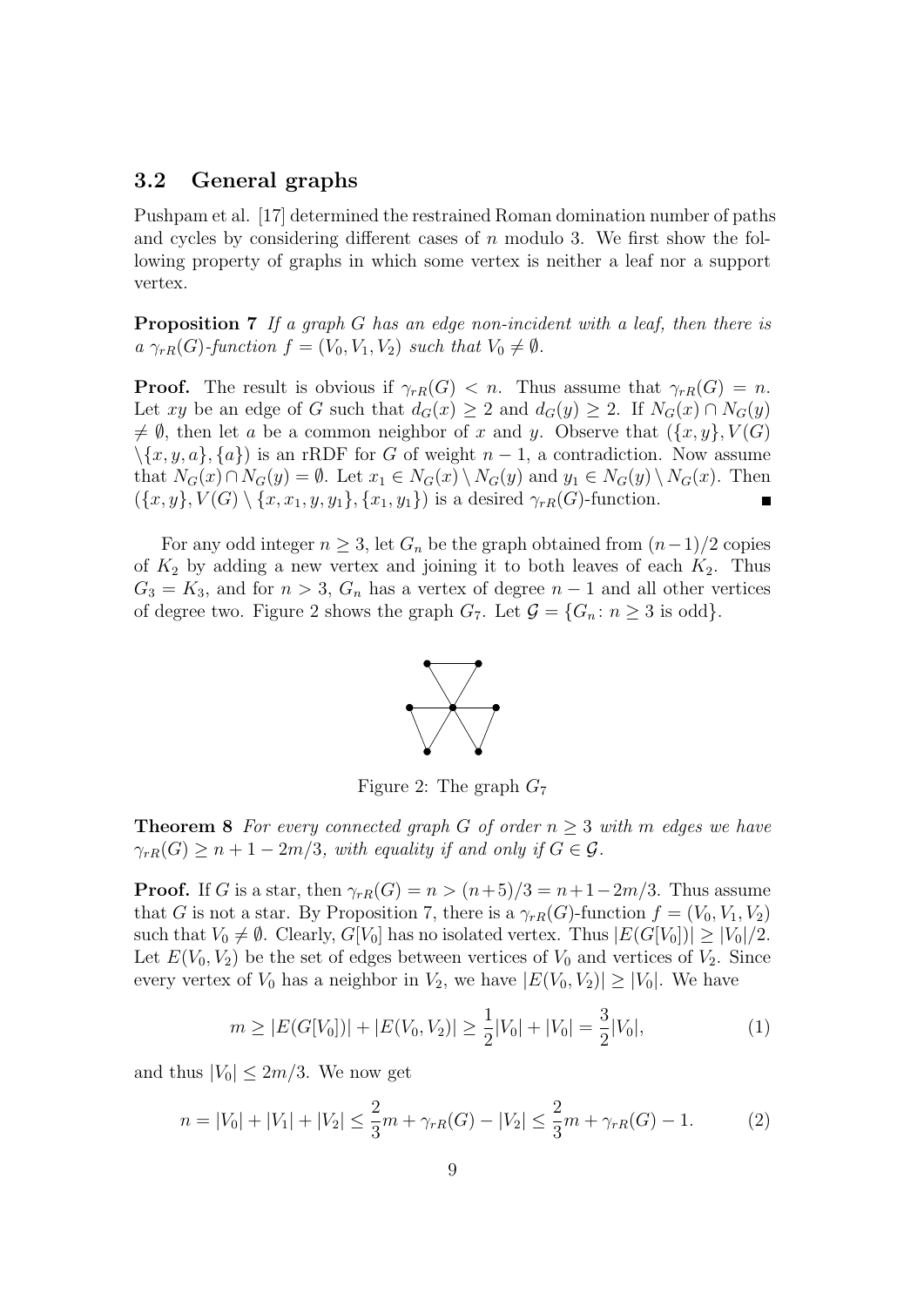### 3.2 General graphs

Pushpam et al. [17] determined the restrained Roman domination number of paths and cycles by considering different cases of $n$ modulo 3. We first show the following property of graphs in which some vertex is neither a leaf nor a support vertex.

**Proposition 7** *If a graph $G$ has an edge non-incident with a leaf, then there is a $\gamma_{rR}(G)$-function $f = (V_0, V_1, V_2)$ such that $V_0 \neq \emptyset$.*

**Proof.** The result is obvious if $\gamma_{rR}(G) < n$. Thus assume that $\gamma_{rR}(G) = n$. Let $xy$ be an edge of $G$ such that $d_G(x) \geq 2$ and $d_G(y) \geq 2$. If $N_G(x) \cap N_G(y) \neq \emptyset$, then let $a$ be a common neighbor of $x$ and $y$. Observe that $(\{x, y\}, V(G) \setminus \{x, y, a\}, \{a\})$ is an rRDF for $G$ of weight $n - 1$, a contradiction. Now assume that $N_G(x) \cap N_G(y) = \emptyset$. Let $x_1 \in N_G(x) \setminus N_G(y)$ and $y_1 \in N_G(y) \setminus N_G(x)$. Then $(\{x, y\}, V(G) \setminus \{x, x_1, y, y_1\}, \{x_1, y_1\})$ is a desired $\gamma_{rR}(G)$-function. ■

For any odd integer $n \geq 3$, let $G_n$ be the graph obtained from $(n-1)/2$ copies of $K_2$ by adding a new vertex and joining it to both leaves of each $K_2$. Thus $G_3 = K_3$, and for $n > 3$, $G_n$ has a vertex of degree $n - 1$ and all other vertices of degree two. Figure 2 shows the graph $G_7$. Let $\mathcal{G} = \{G_n : n \geq 3 \text{ is odd}\}$.

Figure 2: The graph $G_7$

**Theorem 8** *For every connected graph $G$ of order $n \geq 3$ with $m$ edges we have $\gamma_{rR}(G) \geq n + 1 - 2m/3$, with equality if and only if $G \in \mathcal{G}$.*

**Proof.** If $G$ is a star, then $\gamma_{rR}(G) = n > (n+5)/3 = n+1-2m/3$. Thus assume that $G$ is not a star. By Proposition 7, there is a $\gamma_{rR}(G)$-function $f = (V_0, V_1, V_2)$ such that $V_0 \neq \emptyset$. Clearly, $G[V_0]$ has no isolated vertex. Thus $|E(G[V_0])| \geq |V_0|/2$. Let $E(V_0, V_2)$ be the set of edges between vertices of $V_0$ and vertices of $V_2$. Since every vertex of $V_0$ has a neighbor in $V_2$, we have $|E(V_0, V_2)| \geq |V_0|$. We have

$$m \geq |E(G[V_0])| + |E(V_0, V_2)| \geq \frac{1}{2}|V_0| + |V_0| = \frac{3}{2}|V_0|, \tag{1}$$

and thus $|V_0| \leq 2m/3$. We now get

$$n = |V_0| + |V_1| + |V_2| \leq \frac{2}{3}m + \gamma_{rR}(G) - |V_2| \leq \frac{2}{3}m + \gamma_{rR}(G) - 1. \tag{2}$$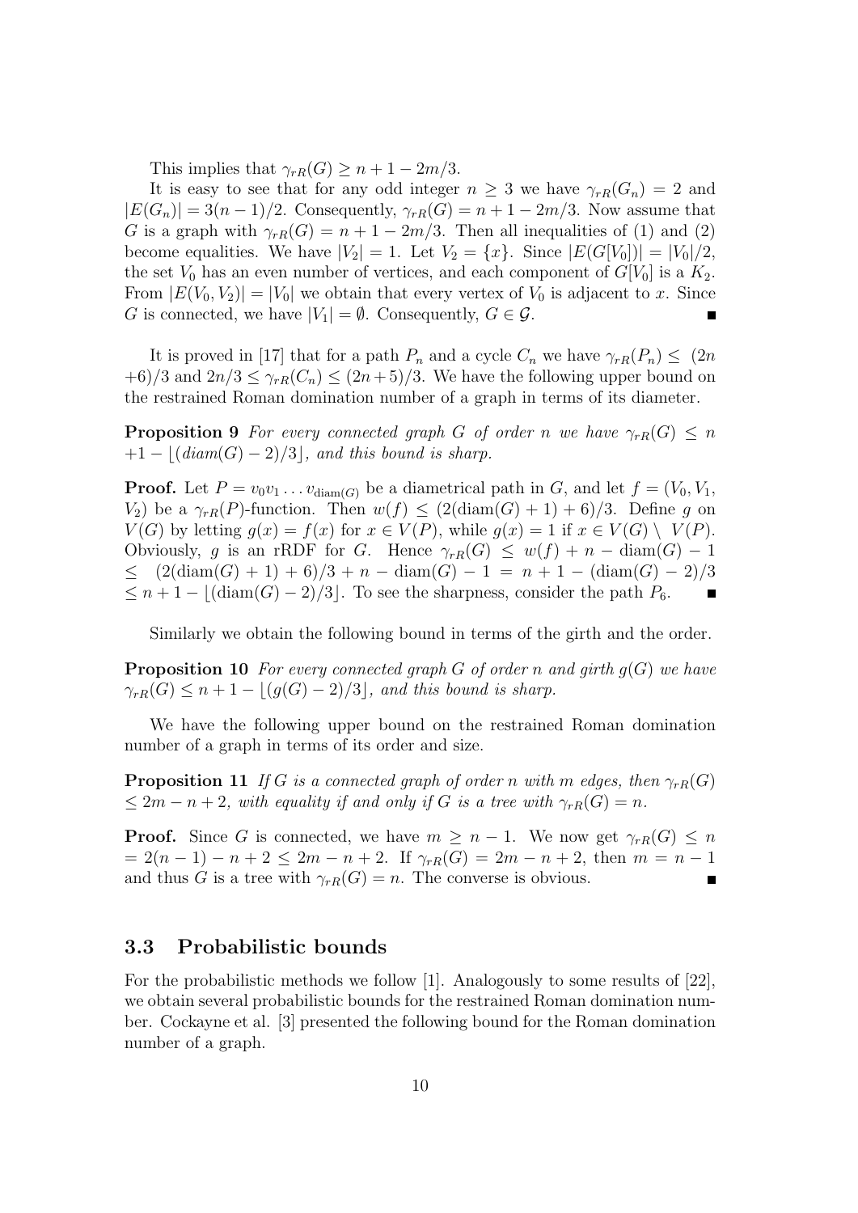This implies that $\gamma_{rR}(G) \geq n + 1 - 2m/3$.

It is easy to see that for any odd integer $n \geq 3$ we have $\gamma_{rR}(G_n) = 2$ and $|E(G_n)| = 3(n-1)/2$. Consequently, $\gamma_{rR}(G) = n + 1 - 2m/3$. Now assume that $G$ is a graph with $\gamma_{rR}(G) = n + 1 - 2m/3$. Then all inequalities of (1) and (2) become equalities. We have $|V_2| = 1$. Let $V_2 = \{x\}$. Since $|E(G[V_0])| = |V_0|/2$, the set $V_0$ has an even number of vertices, and each component of $G[V_0]$ is a $K_2$. From $|E(V_0, V_2)| = |V_0|$ we obtain that every vertex of $V_0$ is adjacent to $x$. Since $G$ is connected, we have $|V_1| = \emptyset$. Consequently, $G \in \mathcal{G}$. ∎

It is proved in [17] that for a path $P_n$ and a cycle $C_n$ we have $\gamma_{rR}(P_n) \leq (2n+6)/3$ and $2n/3 \leq \gamma_{rR}(C_n) \leq (2n+5)/3$. We have the following upper bound on the restrained Roman domination number of a graph in terms of its diameter.

**Proposition 9** *For every connected graph $G$ of order $n$ we have $\gamma_{rR}(G) \leq n + 1 - \lfloor (diam(G) - 2)/3 \rfloor$, and this bound is sharp.*

**Proof.** Let $P = v_0 v_1 \ldots v_{\mathrm{diam}(G)}$ be a diametrical path in $G$, and let $f = (V_0, V_1, V_2)$ be a $\gamma_{rR}(P)$-function. Then $w(f) \leq (2(\mathrm{diam}(G) + 1) + 6)/3$. Define $g$ on $V(G)$ by letting $g(x) = f(x)$ for $x \in V(P)$, while $g(x) = 1$ if $x \in V(G) \setminus V(P)$. Obviously, $g$ is an rRDF for $G$. Hence $\gamma_{rR}(G) \leq w(f) + n - \mathrm{diam}(G) - 1 \leq (2(\mathrm{diam}(G) + 1) + 6)/3 + n - \mathrm{diam}(G) - 1 = n + 1 - (\mathrm{diam}(G) - 2)/3 \leq n + 1 - \lfloor (\mathrm{diam}(G) - 2)/3 \rfloor$. To see the sharpness, consider the path $P_6$. ∎

Similarly we obtain the following bound in terms of the girth and the order.

**Proposition 10** *For every connected graph $G$ of order $n$ and girth $g(G)$ we have $\gamma_{rR}(G) \leq n + 1 - \lfloor (g(G) - 2)/3 \rfloor$, and this bound is sharp.*

We have the following upper bound on the restrained Roman domination number of a graph in terms of its order and size.

**Proposition 11** *If $G$ is a connected graph of order $n$ with $m$ edges, then $\gamma_{rR}(G) \leq 2m - n + 2$, with equality if and only if $G$ is a tree with $\gamma_{rR}(G) = n$.*

**Proof.** Since $G$ is connected, we have $m \geq n - 1$. We now get $\gamma_{rR}(G) \leq n = 2(n-1) - n + 2 \leq 2m - n + 2$. If $\gamma_{rR}(G) = 2m - n + 2$, then $m = n - 1$ and thus $G$ is a tree with $\gamma_{rR}(G) = n$. The converse is obvious. ∎

### 3.3 Probabilistic bounds

For the probabilistic methods we follow [1]. Analogously to some results of [22], we obtain several probabilistic bounds for the restrained Roman domination number. Cockayne et al. [3] presented the following bound for the Roman domination number of a graph.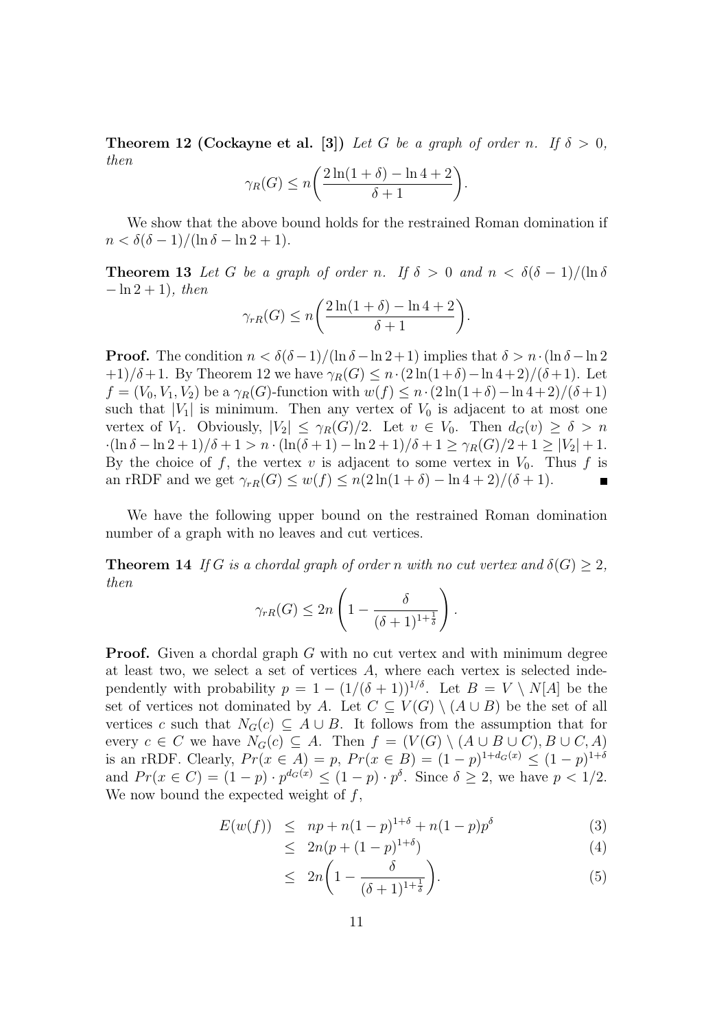**Theorem 12 (Cockayne et al. [3])** *Let $G$ be a graph of order $n$. If $\delta > 0$, then*

$$\gamma_R(G) \leq n\bigg(\frac{2\ln(1+\delta) - \ln 4 + 2}{\delta + 1}\bigg).$$

We show that the above bound holds for the restrained Roman domination if $n < \delta(\delta - 1)/(\ln \delta - \ln 2 + 1)$.

**Theorem 13** *Let $G$ be a graph of order $n$. If $\delta > 0$ and $n < \delta(\delta - 1)/(\ln \delta - \ln 2 + 1)$, then*

$$\gamma_{rR}(G) \leq n\bigg(\frac{2\ln(1+\delta) - \ln 4 + 2}{\delta + 1}\bigg).$$

**Proof.** The condition $n < \delta(\delta-1)/(\ln \delta - \ln 2 + 1)$ implies that $\delta > n \cdot (\ln \delta - \ln 2 + 1)/\delta + 1$. By Theorem 12 we have $\gamma_R(G) \leq n \cdot (2\ln(1+\delta) - \ln 4 + 2)/(\delta+1)$. Let $f = (V_0, V_1, V_2)$ be a $\gamma_R(G)$-function with $w(f) \leq n \cdot (2\ln(1+\delta) - \ln 4 + 2)/(\delta + 1)$ such that $|V_1|$ is minimum. Then any vertex of $V_0$ is adjacent to at most one vertex of $V_1$. Obviously, $|V_2| \leq \gamma_R(G)/2$. Let $v \in V_0$. Then $d_G(v) \geq \delta > n \cdot (\ln \delta - \ln 2 + 1)/\delta + 1 > n \cdot (\ln(\delta+1) - \ln 2 + 1)/\delta + 1 \geq \gamma_R(G)/2 + 1 \geq |V_2| + 1$. By the choice of $f$, the vertex $v$ is adjacent to some vertex in $V_0$. Thus $f$ is an rRDF and we get $\gamma_{rR}(G) \leq w(f) \leq n(2\ln(1+\delta) - \ln 4 + 2)/(\delta + 1)$. ∎

We have the following upper bound on the restrained Roman domination number of a graph with no leaves and cut vertices.

**Theorem 14** *If $G$ is a chordal graph of order $n$ with no cut vertex and $\delta(G) \geq 2$, then*

$$\gamma_{rR}(G) \leq 2n\left(1 - \frac{\delta}{(\delta+1)^{1+\frac{1}{\delta}}}\right).$$

**Proof.** Given a chordal graph $G$ with no cut vertex and with minimum degree at least two, we select a set of vertices $A$, where each vertex is selected independently with probability $p = 1 - (1/(\delta+1))^{1/\delta}$. Let $B = V \setminus N[A]$ be the set of vertices not dominated by $A$. Let $C \subseteq V(G) \setminus (A \cup B)$ be the set of all vertices $c$ such that $N_G(c) \subseteq A \cup B$. It follows from the assumption that for every $c \in C$ we have $N_G(c) \subseteq A$. Then $f = (V(G) \setminus (A \cup B \cup C), B \cup C, A)$ is an rRDF. Clearly, $Pr(x \in A) = p$, $Pr(x \in B) = (1-p)^{1+d_G(x)} \leq (1-p)^{1+\delta}$ and $Pr(x \in C) = (1-p) \cdot p^{d_G(x)} \leq (1-p) \cdot p^{\delta}$. Since $\delta \geq 2$, we have $p < 1/2$. We now bound the expected weight of $f$,

$$\begin{aligned}
E(w(f)) &\leq np + n(1-p)^{1+\delta} + n(1-p)p^{\delta} && (3)\\
&\leq 2n(p + (1-p)^{1+\delta}) && (4)\\
&\leq 2n\bigg(1 - \frac{\delta}{(\delta+1)^{1+\frac{1}{\delta}}}\bigg). && (5)
\end{aligned}$$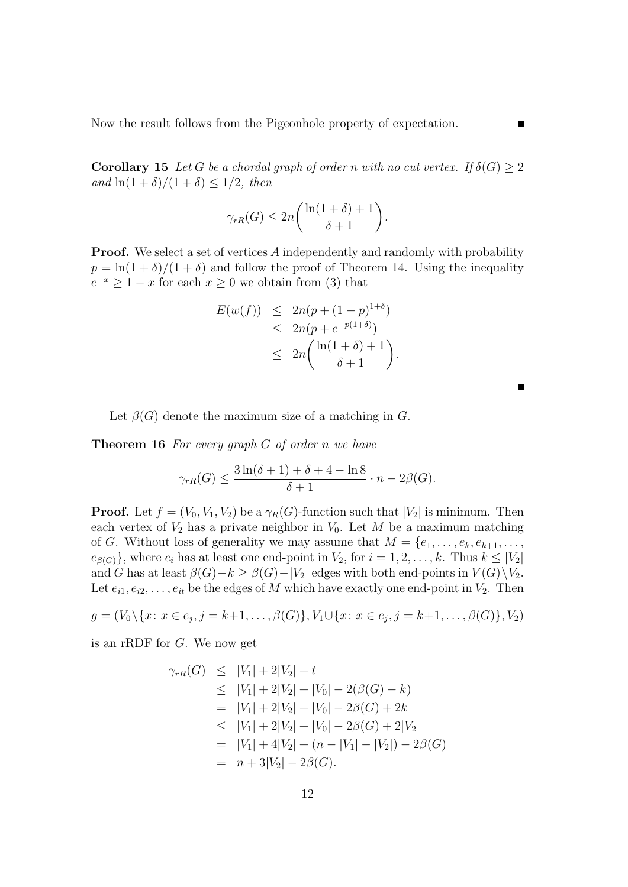Now the result follows from the Pigeonhole property of expectation. ■

**Corollary 15** *Let $G$ be a chordal graph of order $n$ with no cut vertex. If $\delta(G) \geq 2$ and $\ln(1+\delta)/(1+\delta) \leq 1/2$, then*

$$\gamma_{rR}(G) \leq 2n\bigg(\frac{\ln(1+\delta)+1}{\delta+1}\bigg).$$

**Proof.** We select a set of vertices $A$ independently and randomly with probability $p = \ln(1+\delta)/(1+\delta)$ and follow the proof of Theorem 14. Using the inequality $e^{-x} \geq 1-x$ for each $x \geq 0$ we obtain from (3) that

$$\begin{aligned} E(w(f)) &\leq 2n(p+(1-p)^{1+\delta}) \\ &\leq 2n(p+e^{-p(1+\delta)}) \\ &\leq 2n\bigg(\frac{\ln(1+\delta)+1}{\delta+1}\bigg). \end{aligned}$$

■

Let $\beta(G)$ denote the maximum size of a matching in $G$.

**Theorem 16** *For every graph $G$ of order $n$ we have*

$$\gamma_{rR}(G) \leq \frac{3\ln(\delta+1)+\delta+4-\ln 8}{\delta+1}\cdot n - 2\beta(G).$$

**Proof.** Let $f = (V_0, V_1, V_2)$ be a $\gamma_R(G)$-function such that $|V_2|$ is minimum. Then each vertex of $V_2$ has a private neighbor in $V_0$. Let $M$ be a maximum matching of $G$. Without loss of generality we may assume that $M = \{e_1, \ldots, e_k, e_{k+1}, \ldots, e_{\beta(G)}\}$, where $e_i$ has at least one end-point in $V_2$, for $i = 1, 2, \ldots, k$. Thus $k \leq |V_2|$ and $G$ has at least $\beta(G)-k \geq \beta(G)-|V_2|$ edges with both end-points in $V(G)\setminus V_2$. Let $e_{i1}, e_{i2}, \ldots, e_{it}$ be the edges of $M$ which have exactly one end-point in $V_2$. Then

$$g = (V_0\setminus\{x\colon x \in e_j, j = k+1, \ldots, \beta(G)\}, V_1\cup\{x\colon x \in e_j, j = k+1, \ldots, \beta(G)\}, V_2)$$

is an rRDF for $G$. We now get

$$\begin{aligned} \gamma_{rR}(G) &\leq |V_1| + 2|V_2| + t \\ &\leq |V_1| + 2|V_2| + |V_0| - 2(\beta(G) - k) \\ &= |V_1| + 2|V_2| + |V_0| - 2\beta(G) + 2k \\ &\leq |V_1| + 2|V_2| + |V_0| - 2\beta(G) + 2|V_2| \\ &= |V_1| + 4|V_2| + (n - |V_1| - |V_2|) - 2\beta(G) \\ &= n + 3|V_2| - 2\beta(G). \end{aligned}$$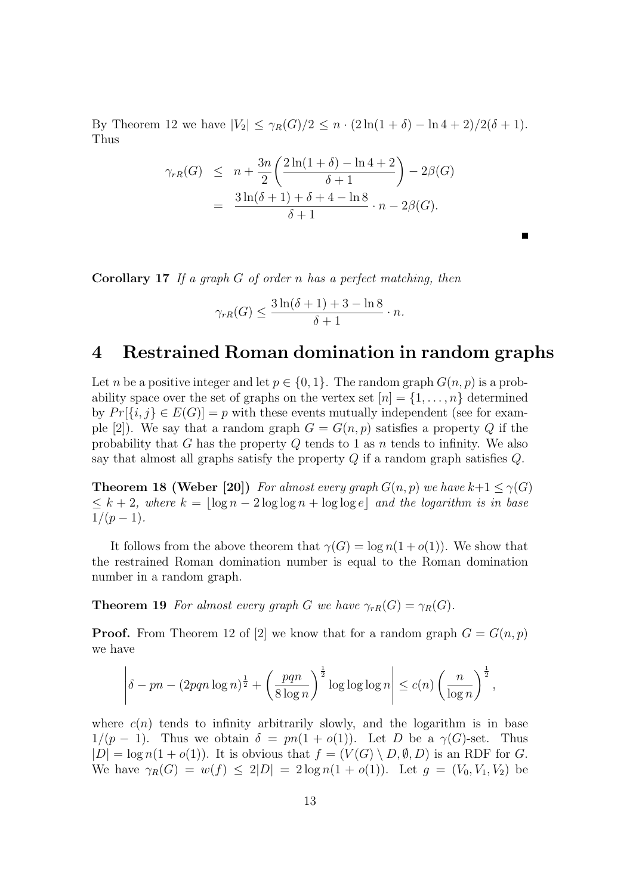By Theorem 12 we have $|V_2| \leq \gamma_R(G)/2 \leq n \cdot (2\ln(1+\delta) - \ln 4 + 2)/2(\delta+1)$. Thus

$$\begin{aligned}
\gamma_{rR}(G) &\leq n + \frac{3n}{2}\left(\frac{2\ln(1+\delta) - \ln 4 + 2}{\delta+1}\right) - 2\beta(G) \\
&= \frac{3\ln(\delta+1) + \delta + 4 - \ln 8}{\delta+1} \cdot n - 2\beta(G).
\end{aligned}$$

■

**Corollary 17** *If a graph $G$ of order $n$ has a perfect matching, then*

$$\gamma_{rR}(G) \leq \frac{3\ln(\delta+1) + 3 - \ln 8}{\delta+1} \cdot n.$$

# 4 Restrained Roman domination in random graphs

Let $n$ be a positive integer and let $p \in \{0, 1\}$. The random graph $G(n, p)$ is a probability space over the set of graphs on the vertex set $[n] = \{1, \ldots, n\}$ determined by $Pr[\{i, j\} \in E(G)] = p$ with these events mutually independent (see for example [2]). We say that a random graph $G = G(n, p)$ satisfies a property $Q$ if the probability that $G$ has the property $Q$ tends to 1 as $n$ tends to infinity. We also say that almost all graphs satisfy the property $Q$ if a random graph satisfies $Q$.

**Theorem 18 (Weber [20])** *For almost every graph $G(n, p)$ we have $k+1 \leq \gamma(G) \leq k+2$, where $k = \lfloor \log n - 2\log\log n + \log\log e \rfloor$ and the logarithm is in base $1/(p-1)$.*

It follows from the above theorem that $\gamma(G) = \log n(1 + o(1))$. We show that the restrained Roman domination number is equal to the Roman domination number in a random graph.

**Theorem 19** *For almost every graph $G$ we have $\gamma_{rR}(G) = \gamma_R(G)$.*

**Proof.** From Theorem 12 of [2] we know that for a random graph $G = G(n, p)$ we have

$$\left|\delta - pn - (2pqn\log n)^{\frac{1}{2}} + \left(\frac{pqn}{8\log n}\right)^{\frac{1}{2}} \log\log\log n\right| \leq c(n)\left(\frac{n}{\log n}\right)^{\frac{1}{2}},$$

where $c(n)$ tends to infinity arbitrarily slowly, and the logarithm is in base $1/(p-1)$. Thus we obtain $\delta = pn(1 + o(1))$. Let $D$ be a $\gamma(G)$-set. Thus $|D| = \log n(1 + o(1))$. It is obvious that $f = (V(G) \setminus D, \emptyset, D)$ is an RDF for $G$. We have $\gamma_R(G) = w(f) \leq 2|D| = 2\log n(1 + o(1))$. Let $g = (V_0, V_1, V_2)$ be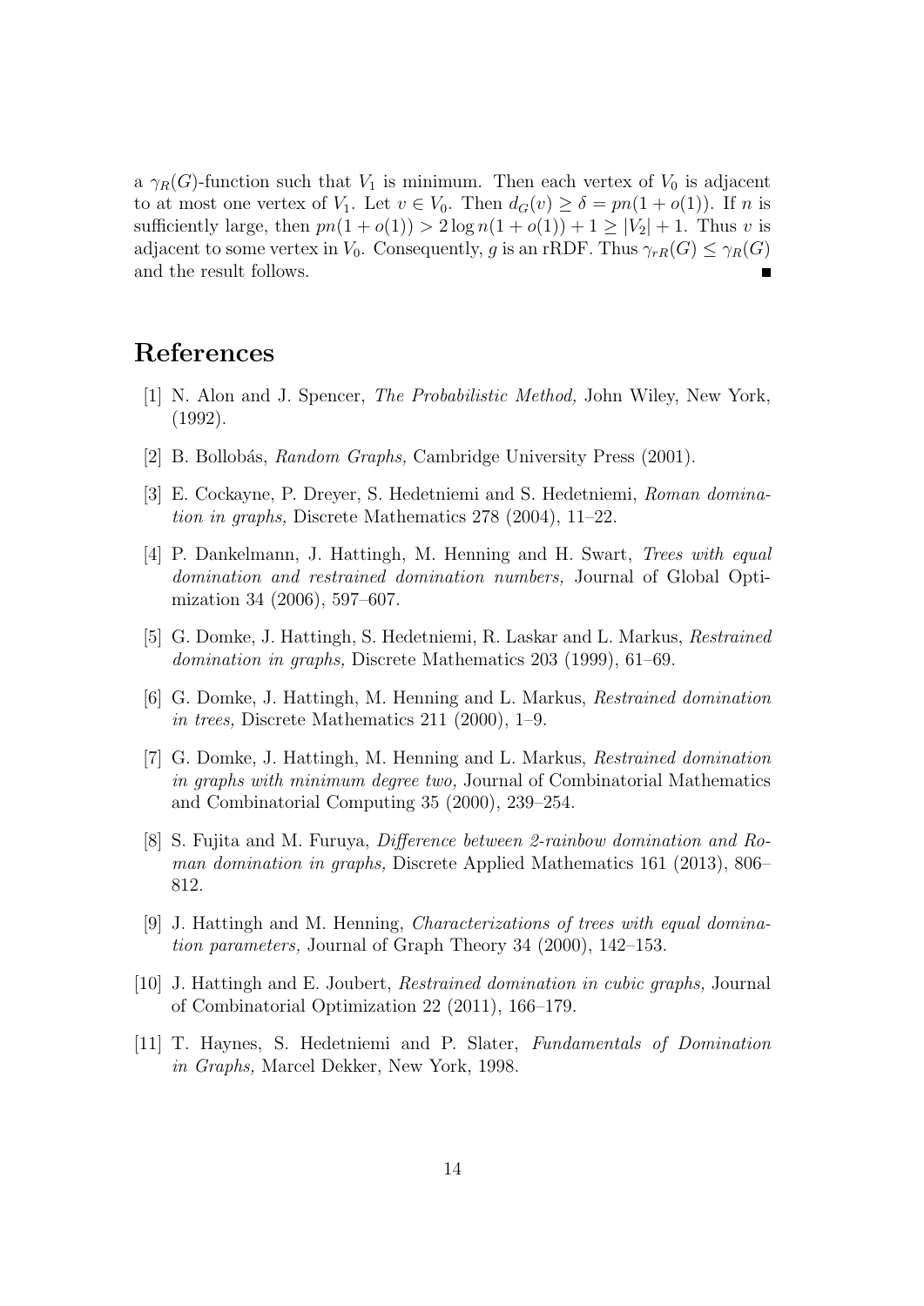a $\gamma_R(G)$-function such that $V_1$ is minimum. Then each vertex of $V_0$ is adjacent to at most one vertex of $V_1$. Let $v \in V_0$. Then $d_G(v) \geq \delta = pn(1 + o(1))$. If $n$ is sufficiently large, then $pn(1 + o(1)) > 2 \log n(1 + o(1)) + 1 \geq |V_2| + 1$. Thus $v$ is adjacent to some vertex in $V_0$. Consequently, $g$ is an rRDF. Thus $\gamma_{rR}(G) \leq \gamma_R(G)$ and the result follows. ∎

# References

[1] N. Alon and J. Spencer, *The Probabilistic Method,* John Wiley, New York, (1992).

[2] B. Bollobás, *Random Graphs,* Cambridge University Press (2001).

[3] E. Cockayne, P. Dreyer, S. Hedetniemi and S. Hedetniemi, *Roman domination in graphs,* Discrete Mathematics 278 (2004), 11–22.

[4] P. Dankelmann, J. Hattingh, M. Henning and H. Swart, *Trees with equal domination and restrained domination numbers,* Journal of Global Optimization 34 (2006), 597–607.

[5] G. Domke, J. Hattingh, S. Hedetniemi, R. Laskar and L. Markus, *Restrained domination in graphs,* Discrete Mathematics 203 (1999), 61–69.

[6] G. Domke, J. Hattingh, M. Henning and L. Markus, *Restrained domination in trees,* Discrete Mathematics 211 (2000), 1–9.

[7] G. Domke, J. Hattingh, M. Henning and L. Markus, *Restrained domination in graphs with minimum degree two,* Journal of Combinatorial Mathematics and Combinatorial Computing 35 (2000), 239–254.

[8] S. Fujita and M. Furuya, *Difference between 2-rainbow domination and Roman domination in graphs,* Discrete Applied Mathematics 161 (2013), 806–812.

[9] J. Hattingh and M. Henning, *Characterizations of trees with equal domination parameters,* Journal of Graph Theory 34 (2000), 142–153.

[10] J. Hattingh and E. Joubert, *Restrained domination in cubic graphs,* Journal of Combinatorial Optimization 22 (2011), 166–179.

[11] T. Haynes, S. Hedetniemi and P. Slater, *Fundamentals of Domination in Graphs,* Marcel Dekker, New York, 1998.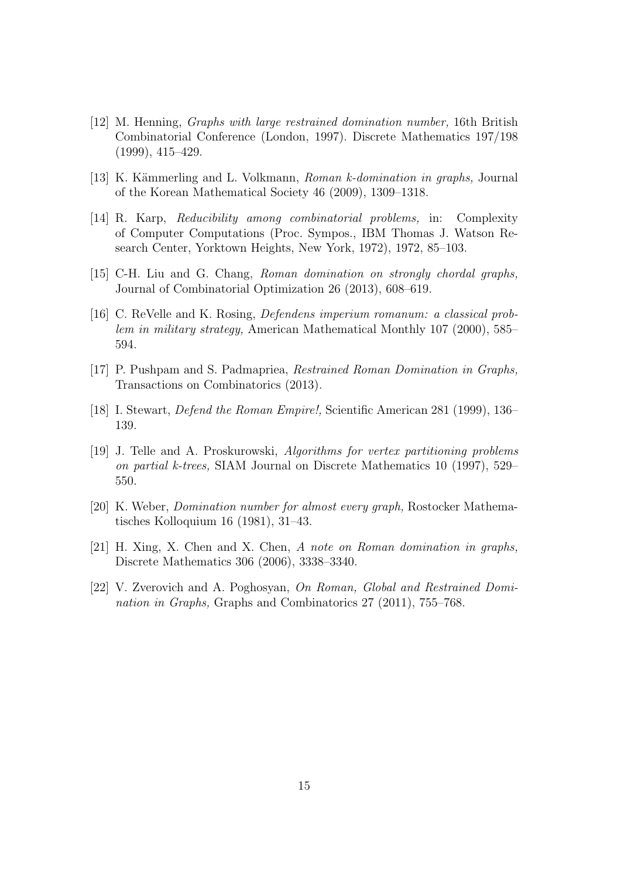[12] M. Henning, *Graphs with large restrained domination number,* 16th British Combinatorial Conference (London, 1997). Discrete Mathematics 197/198 (1999), 415–429.

[13] K. Kämmerling and L. Volkmann, *Roman k-domination in graphs,* Journal of the Korean Mathematical Society 46 (2009), 1309–1318.

[14] R. Karp, *Reducibility among combinatorial problems,* in: Complexity of Computer Computations (Proc. Sympos., IBM Thomas J. Watson Research Center, Yorktown Heights, New York, 1972), 1972, 85–103.

[15] C-H. Liu and G. Chang, *Roman domination on strongly chordal graphs,* Journal of Combinatorial Optimization 26 (2013), 608–619.

[16] C. ReVelle and K. Rosing, *Defendens imperium romanum: a classical problem in military strategy,* American Mathematical Monthly 107 (2000), 585–594.

[17] P. Pushpam and S. Padmapriea, *Restrained Roman Domination in Graphs,* Transactions on Combinatorics (2013).

[18] I. Stewart, *Defend the Roman Empire!,* Scientific American 281 (1999), 136–139.

[19] J. Telle and A. Proskurowski, *Algorithms for vertex partitioning problems on partial k-trees,* SIAM Journal on Discrete Mathematics 10 (1997), 529–550.

[20] K. Weber, *Domination number for almost every graph,* Rostocker Mathematisches Kolloquium 16 (1981), 31–43.

[21] H. Xing, X. Chen and X. Chen, *A note on Roman domination in graphs,* Discrete Mathematics 306 (2006), 3338–3340.

[22] V. Zverovich and A. Poghosyan, *On Roman, Global and Restrained Domination in Graphs,* Graphs and Combinatorics 27 (2011), 755–768.